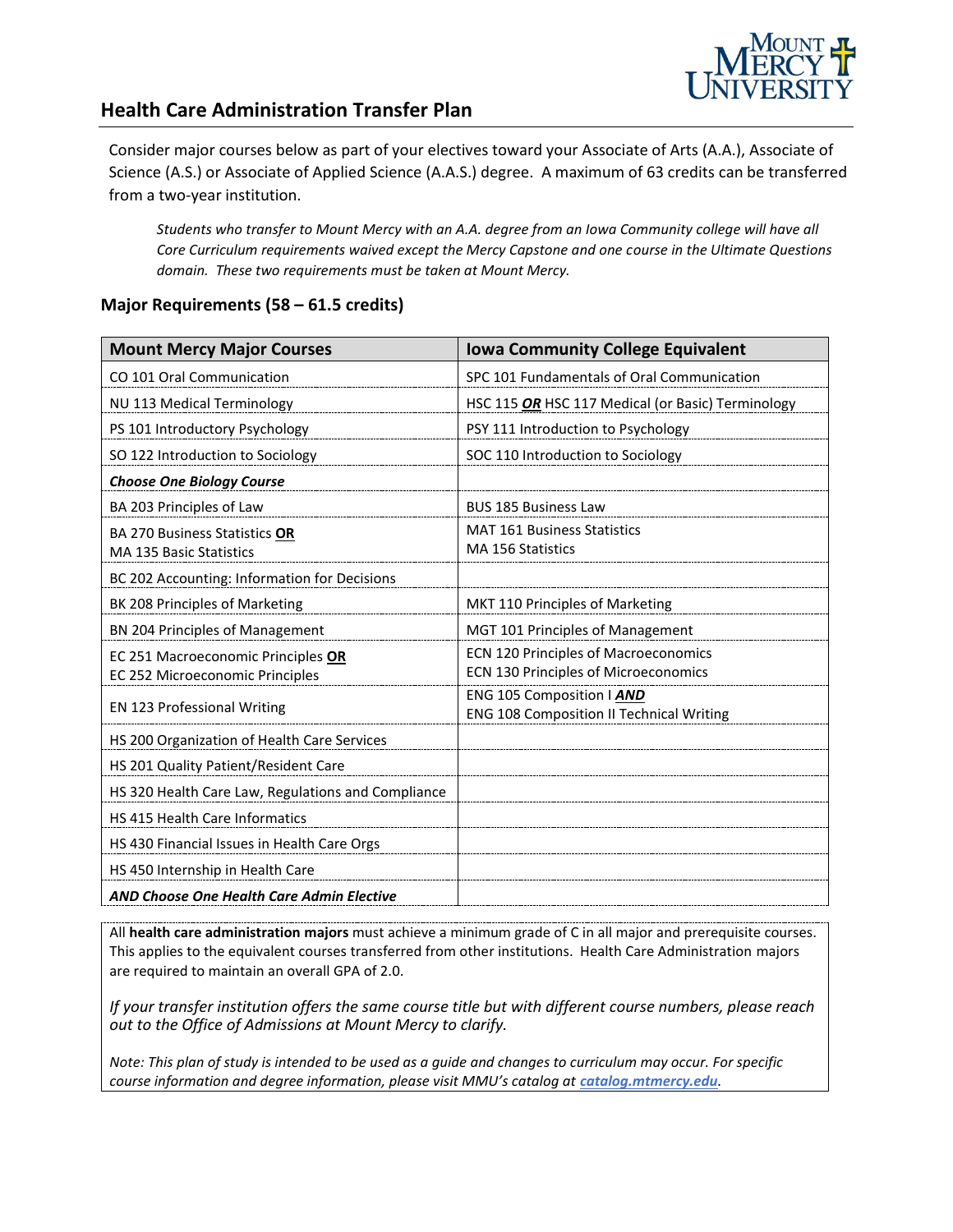## Health Care Administration Transfer Plan

Consider major courses below as part of your electives toward your Associate of Arts (A.A.), Associate of Science (A.S.) or Associate of Applied Science (A.A.S.) degree. A maximum of 63 credits can be transferred from a two-year institution.

*Students who transfer to Mount Mercy with an A.A. degree from an Iowa Community college will have all Core Curriculum requirements waived except the Mercy Capstone and one course in the Ultimate Questions domain. These two requirements must be taken at Mount Mercy.*

### Major Requirements (58 – 61.5 credits)

| Mount Mercy Major Courses | Iowa Community College Equivalent |
|---|---|
| CO 101 Oral Communication | SPC 101 Fundamentals of Oral Communication |
| NU 113 Medical Terminology | HSC 115 ***OR*** HSC 117 Medical (or Basic) Terminology |
| PS 101 Introductory Psychology | PSY 111 Introduction to Psychology |
| SO 122 Introduction to Sociology | SOC 110 Introduction to Sociology |
| ***Choose One Biology Course*** | |
| BA 203 Principles of Law | BUS 185 Business Law |
| BA 270 Business Statistics **OR**<br>MA 135 Basic Statistics | MAT 161 Business Statistics<br>MA 156 Statistics |
| BC 202 Accounting: Information for Decisions | |
| BK 208 Principles of Marketing | MKT 110 Principles of Marketing |
| BN 204 Principles of Management | MGT 101 Principles of Management |
| EC 251 Macroeconomic Principles **OR**<br>EC 252 Microeconomic Principles | ECN 120 Principles of Macroeconomics<br>ECN 130 Principles of Microeconomics |
| EN 123 Professional Writing | ENG 105 Composition I ***AND***<br>ENG 108 Composition II Technical Writing |
| HS 200 Organization of Health Care Services | |
| HS 201 Quality Patient/Resident Care | |
| HS 320 Health Care Law, Regulations and Compliance | |
| HS 415 Health Care Informatics | |
| HS 430 Financial Issues in Health Care Orgs | |
| HS 450 Internship in Health Care | |
| ***AND Choose One Health Care Admin Elective*** | |

All **health care administration majors** must achieve a minimum grade of C in all major and prerequisite courses. This applies to the equivalent courses transferred from other institutions. Health Care Administration majors are required to maintain an overall GPA of 2.0.

*If your transfer institution offers the same course title but with different course numbers, please reach out to the Office of Admissions at Mount Mercy to clarify.*

*Note: This plan of study is intended to be used as a guide and changes to curriculum may occur. For specific course information and degree information, please visit MMU's catalog at [catalog.mtmercy.edu](catalog.mtmercy.edu).*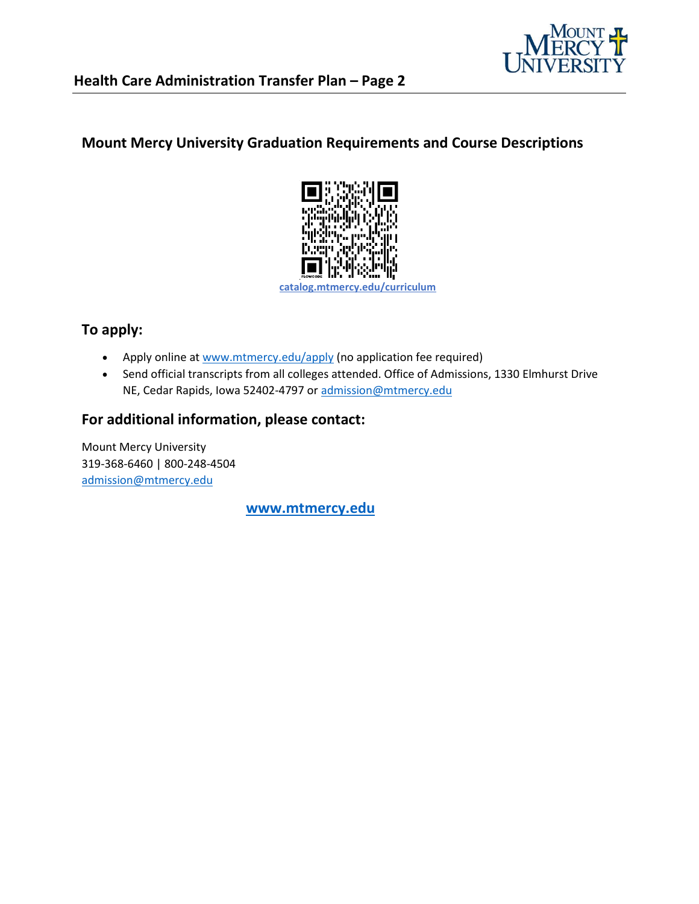## Mount Mercy University Graduation Requirements and Course Descriptions

catalog.mtmercy.edu/curriculum

### To apply:

- Apply online at www.mtmercy.edu/apply (no application fee required)
- Send official transcripts from all colleges attended. Office of Admissions, 1330 Elmhurst Drive NE, Cedar Rapids, Iowa 52402-4797 or admission@mtmercy.edu

### For additional information, please contact:

Mount Mercy University
319-368-6460 | 800-248-4504
admission@mtmercy.edu

**www.mtmercy.edu**